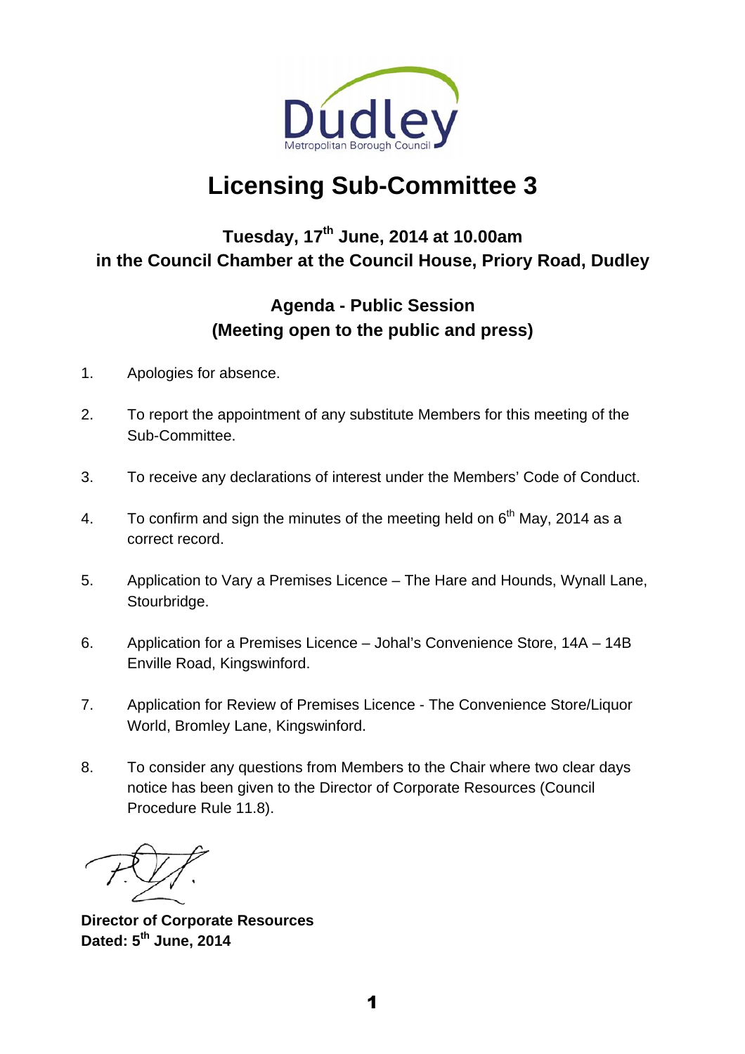Dudley
Metropolitan Borough Council

# Licensing Sub-Committee 3

## Tuesday, 17th June, 2014 at 10.00am
## in the Council Chamber at the Council House, Priory Road, Dudley

## Agenda - Public Session
## (Meeting open to the public and press)

1. Apologies for absence.

2. To report the appointment of any substitute Members for this meeting of the Sub-Committee.

3. To receive any declarations of interest under the Members' Code of Conduct.

4. To confirm and sign the minutes of the meeting held on 6th May, 2014 as a correct record.

5. Application to Vary a Premises Licence – The Hare and Hounds, Wynall Lane, Stourbridge.

6. Application for a Premises Licence – Johal's Convenience Store, 14A – 14B Enville Road, Kingswinford.

7. Application for Review of Premises Licence - The Convenience Store/Liquor World, Bromley Lane, Kingswinford.

8. To consider any questions from Members to the Chair where two clear days notice has been given to the Director of Corporate Resources (Council Procedure Rule 11.8).

**Director of Corporate Resources**
**Dated: 5th June, 2014**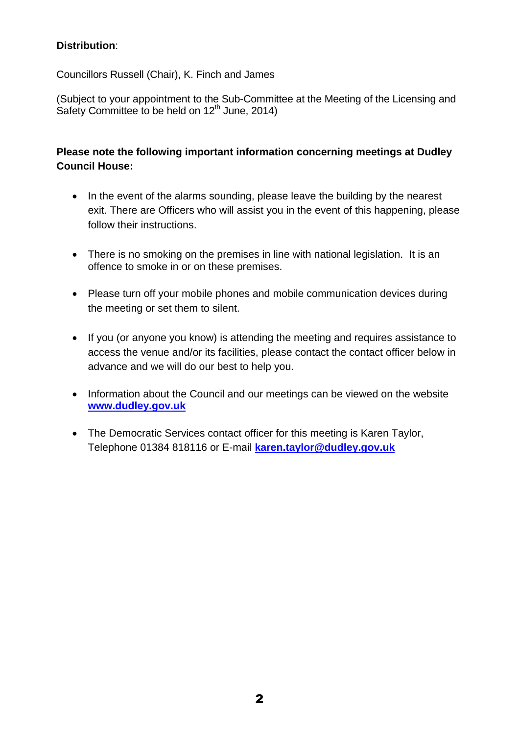**Distribution**:

Councillors Russell (Chair), K. Finch and James

(Subject to your appointment to the Sub-Committee at the Meeting of the Licensing and Safety Committee to be held on 12th June, 2014)

**Please note the following important information concerning meetings at Dudley Council House:**

- In the event of the alarms sounding, please leave the building by the nearest exit. There are Officers who will assist you in the event of this happening, please follow their instructions.
- There is no smoking on the premises in line with national legislation. It is an offence to smoke in or on these premises.
- Please turn off your mobile phones and mobile communication devices during the meeting or set them to silent.
- If you (or anyone you know) is attending the meeting and requires assistance to access the venue and/or its facilities, please contact the contact officer below in advance and we will do our best to help you.
- Information about the Council and our meetings can be viewed on the website **www.dudley.gov.uk**
- The Democratic Services contact officer for this meeting is Karen Taylor, Telephone 01384 818116 or E-mail **karen.taylor@dudley.gov.uk**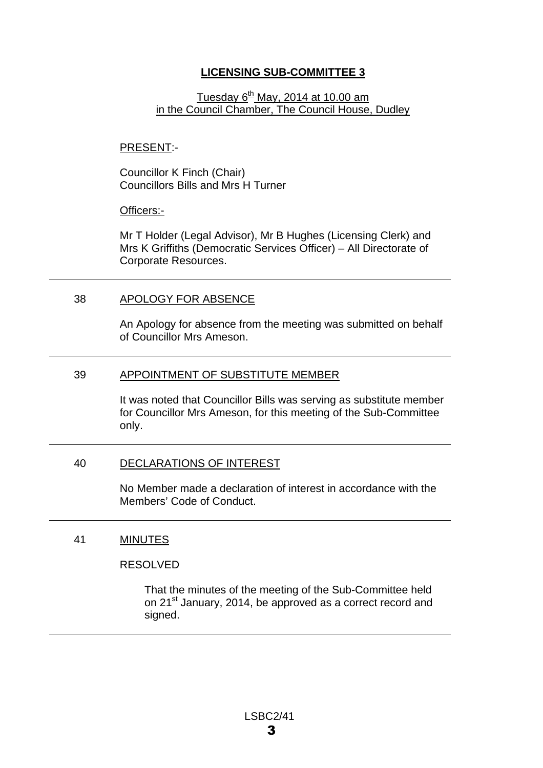# LICENSING SUB-COMMITTEE 3

Tuesday 6th May, 2014 at 10.00 am
in the Council Chamber, The Council House, Dudley

PRESENT:-

Councillor K Finch (Chair)
Councillors Bills and Mrs H Turner

Officers:-

Mr T Holder (Legal Advisor), Mr B Hughes (Licensing Clerk) and Mrs K Griffiths (Democratic Services Officer) – All Directorate of Corporate Resources.

---

## 38 APOLOGY FOR ABSENCE

An Apology for absence from the meeting was submitted on behalf of Councillor Mrs Ameson.

---

## 39 APPOINTMENT OF SUBSTITUTE MEMBER

It was noted that Councillor Bills was serving as substitute member for Councillor Mrs Ameson, for this meeting of the Sub-Committee only.

---

## 40 DECLARATIONS OF INTEREST

No Member made a declaration of interest in accordance with the Members' Code of Conduct.

---

## 41 MINUTES

RESOLVED

That the minutes of the meeting of the Sub-Committee held on 21st January, 2014, be approved as a correct record and signed.

---

LSBC2/41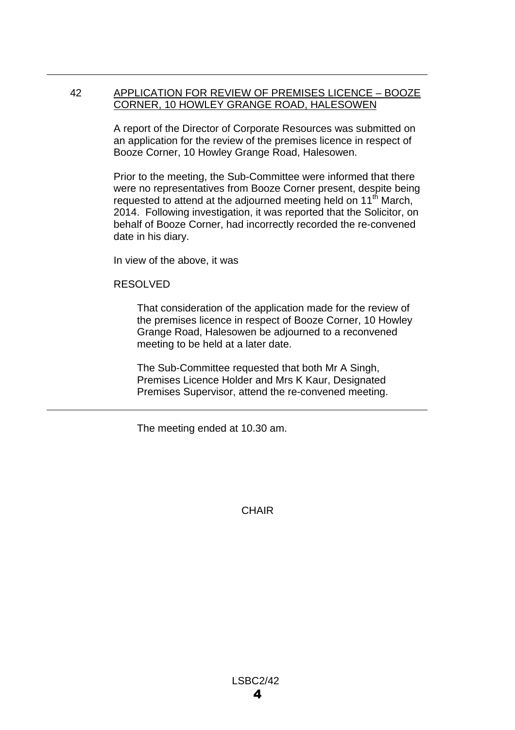## 42 APPLICATION FOR REVIEW OF PREMISES LICENCE – BOOZE CORNER, 10 HOWLEY GRANGE ROAD, HALESOWEN

A report of the Director of Corporate Resources was submitted on an application for the review of the premises licence in respect of Booze Corner, 10 Howley Grange Road, Halesowen.

Prior to the meeting, the Sub-Committee were informed that there were no representatives from Booze Corner present, despite being requested to attend at the adjourned meeting held on 11th March, 2014. Following investigation, it was reported that the Solicitor, on behalf of Booze Corner, had incorrectly recorded the re-convened date in his diary.

In view of the above, it was

RESOLVED

> That consideration of the application made for the review of the premises licence in respect of Booze Corner, 10 Howley Grange Road, Halesowen be adjourned to a reconvened meeting to be held at a later date.
>
> The Sub-Committee requested that both Mr A Singh, Premises Licence Holder and Mrs K Kaur, Designated Premises Supervisor, attend the re-convened meeting.

---

The meeting ended at 10.30 am.

CHAIR

LSBC2/42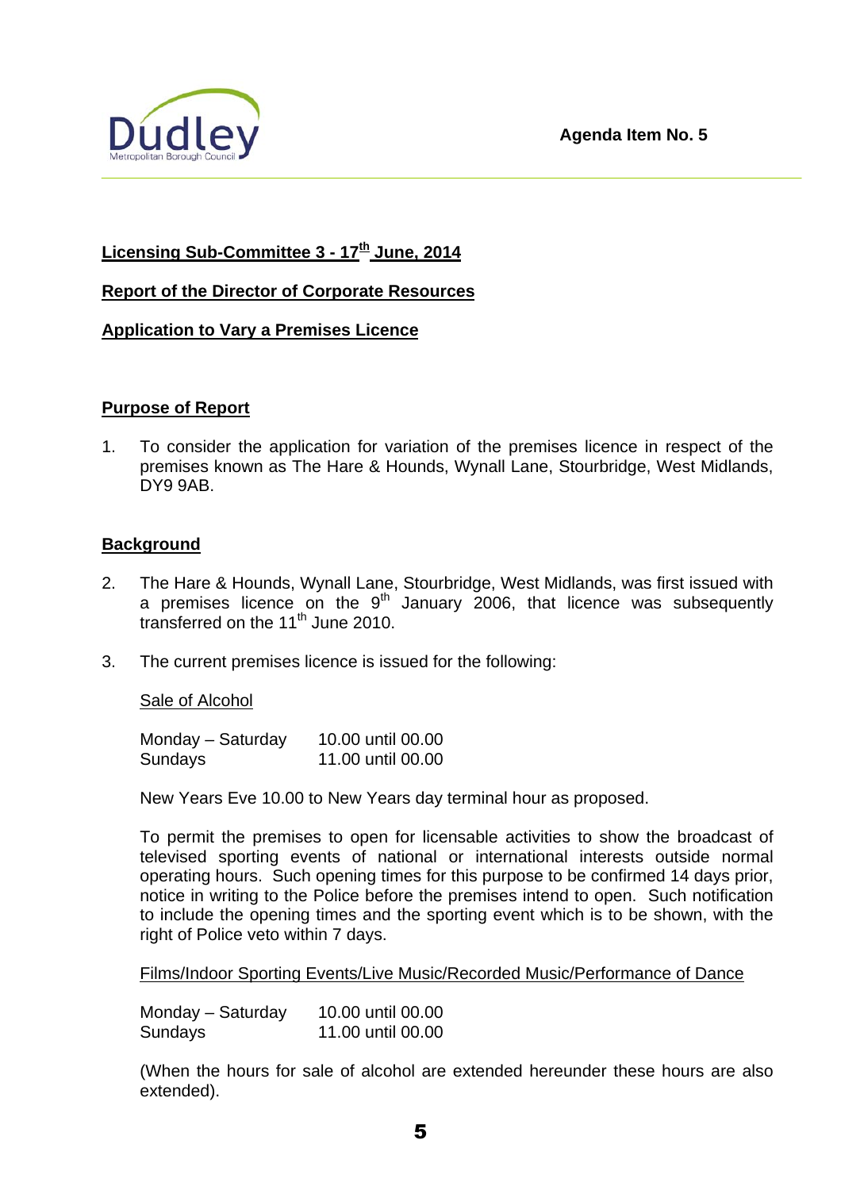**Agenda Item No. 5**

**Licensing Sub-Committee 3 - 17th June, 2014**

**Report of the Director of Corporate Resources**

**Application to Vary a Premises Licence**

**Purpose of Report**

1. To consider the application for variation of the premises licence in respect of the premises known as The Hare & Hounds, Wynall Lane, Stourbridge, West Midlands, DY9 9AB.

**Background**

2. The Hare & Hounds, Wynall Lane, Stourbridge, West Midlands, was first issued with a premises licence on the 9th January 2006, that licence was subsequently transferred on the 11th June 2010.

3. The current premises licence is issued for the following:

   Sale of Alcohol

   | | |
   |---|---|
   | Monday – Saturday | 10.00 until 00.00 |
   | Sundays | 11.00 until 00.00 |

   New Years Eve 10.00 to New Years day terminal hour as proposed.

   To permit the premises to open for licensable activities to show the broadcast of televised sporting events of national or international interests outside normal operating hours. Such opening times for this purpose to be confirmed 14 days prior, notice in writing to the Police before the premises intend to open. Such notification to include the opening times and the sporting event which is to be shown, with the right of Police veto within 7 days.

   Films/Indoor Sporting Events/Live Music/Recorded Music/Performance of Dance

   | | |
   |---|---|
   | Monday – Saturday | 10.00 until 00.00 |
   | Sundays | 11.00 until 00.00 |

   (When the hours for sale of alcohol are extended hereunder these hours are also extended).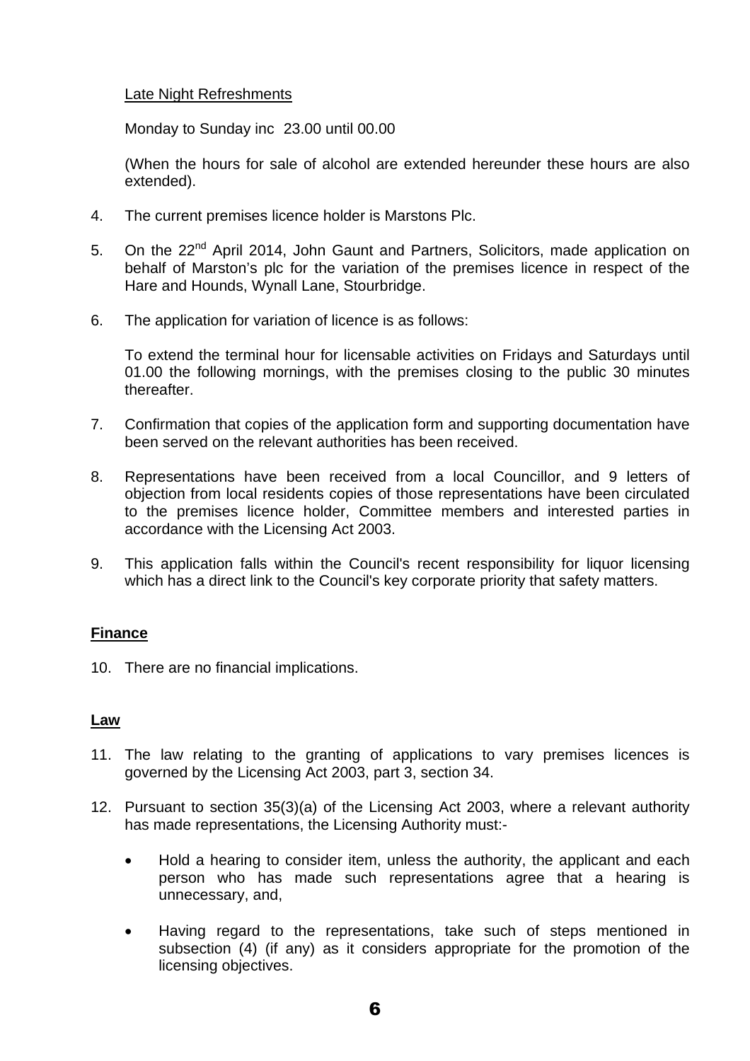Late Night Refreshments

Monday to Sunday inc 23.00 until 00.00

(When the hours for sale of alcohol are extended hereunder these hours are also extended).

4. The current premises licence holder is Marstons Plc.

5. On the 22nd April 2014, John Gaunt and Partners, Solicitors, made application on behalf of Marston's plc for the variation of the premises licence in respect of the Hare and Hounds, Wynall Lane, Stourbridge.

6. The application for variation of licence is as follows:

   To extend the terminal hour for licensable activities on Fridays and Saturdays until 01.00 the following mornings, with the premises closing to the public 30 minutes thereafter.

7. Confirmation that copies of the application form and supporting documentation have been served on the relevant authorities has been received.

8. Representations have been received from a local Councillor, and 9 letters of objection from local residents copies of those representations have been circulated to the premises licence holder, Committee members and interested parties in accordance with the Licensing Act 2003.

9. This application falls within the Council's recent responsibility for liquor licensing which has a direct link to the Council's key corporate priority that safety matters.

**Finance**

10. There are no financial implications.

**Law**

11. The law relating to the granting of applications to vary premises licences is governed by the Licensing Act 2003, part 3, section 34.

12. Pursuant to section 35(3)(a) of the Licensing Act 2003, where a relevant authority has made representations, the Licensing Authority must:-

    - Hold a hearing to consider item, unless the authority, the applicant and each person who has made such representations agree that a hearing is unnecessary, and,

    - Having regard to the representations, take such of steps mentioned in subsection (4) (if any) as it considers appropriate for the promotion of the licensing objectives.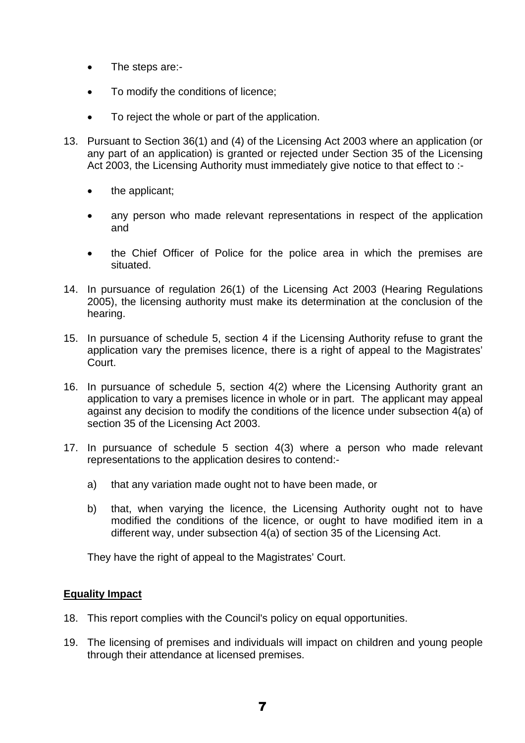- The steps are:-
- To modify the conditions of licence;
- To reject the whole or part of the application.

13. Pursuant to Section 36(1) and (4) of the Licensing Act 2003 where an application (or any part of an application) is granted or rejected under Section 35 of the Licensing Act 2003, the Licensing Authority must immediately give notice to that effect to :-

    - the applicant;
    - any person who made relevant representations in respect of the application and
    - the Chief Officer of Police for the police area in which the premises are situated.

14. In pursuance of regulation 26(1) of the Licensing Act 2003 (Hearing Regulations 2005), the licensing authority must make its determination at the conclusion of the hearing.

15. In pursuance of schedule 5, section 4 if the Licensing Authority refuse to grant the application vary the premises licence, there is a right of appeal to the Magistrates' Court.

16. In pursuance of schedule 5, section 4(2) where the Licensing Authority grant an application to vary a premises licence in whole or in part. The applicant may appeal against any decision to modify the conditions of the licence under subsection 4(a) of section 35 of the Licensing Act 2003.

17. In pursuance of schedule 5 section 4(3) where a person who made relevant representations to the application desires to contend:-

    a) that any variation made ought not to have been made, or

    b) that, when varying the licence, the Licensing Authority ought not to have modified the conditions of the licence, or ought to have modified item in a different way, under subsection 4(a) of section 35 of the Licensing Act.

    They have the right of appeal to the Magistrates' Court.

**Equality Impact**

18. This report complies with the Council's policy on equal opportunities.

19. The licensing of premises and individuals will impact on children and young people through their attendance at licensed premises.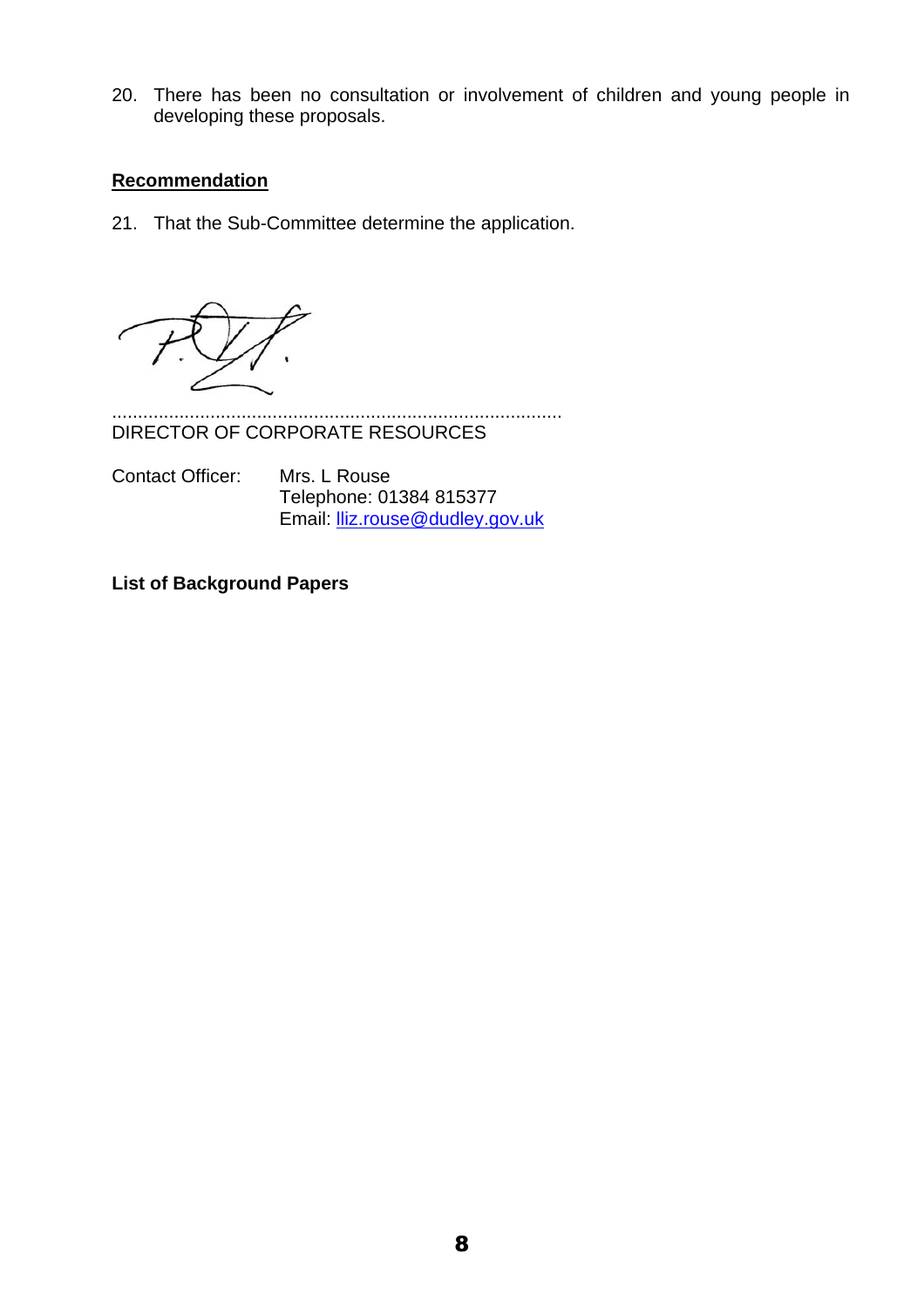20. There has been no consultation or involvement of children and young people in developing these proposals.

**Recommendation**

21. That the Sub-Committee determine the application.

.......................................................................................
DIRECTOR OF CORPORATE RESOURCES

Contact Officer: Mrs. L Rouse
Telephone: 01384 815377
Email: lliz.rouse@dudley.gov.uk

**List of Background Papers**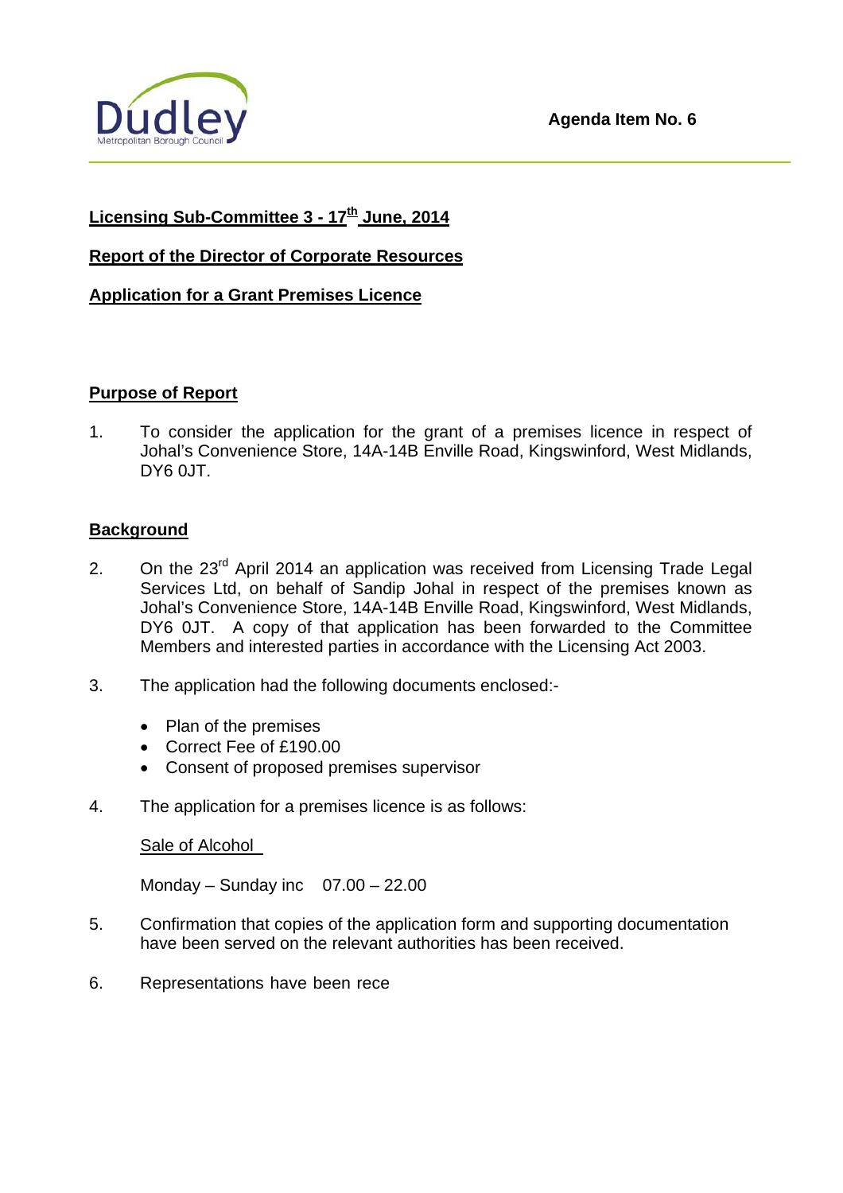Dudley Metropolitan Borough Council

**Agenda Item No. 6**

**Licensing Sub-Committee 3 - 17th June, 2014**

**Report of the Director of Corporate Resources**

**Application for a Grant Premises Licence**

## Purpose of Report

1. To consider the application for the grant of a premises licence in respect of Johal's Convenience Store, 14A-14B Enville Road, Kingswinford, West Midlands, DY6 0JT.

## Background

2. On the 23rd April 2014 an application was received from Licensing Trade Legal Services Ltd, on behalf of Sandip Johal in respect of the premises known as Johal's Convenience Store, 14A-14B Enville Road, Kingswinford, West Midlands, DY6 0JT. A copy of that application has been forwarded to the Committee Members and interested parties in accordance with the Licensing Act 2003.

3. The application had the following documents enclosed:-

   - Plan of the premises
   - Correct Fee of £190.00
   - Consent of proposed premises supervisor

4. The application for a premises licence is as follows:

   Sale of Alcohol

   Monday – Sunday inc 07.00 – 22.00

5. Confirmation that copies of the application form and supporting documentation have been served on the relevant authorities has been received.

6. Representations have been rece